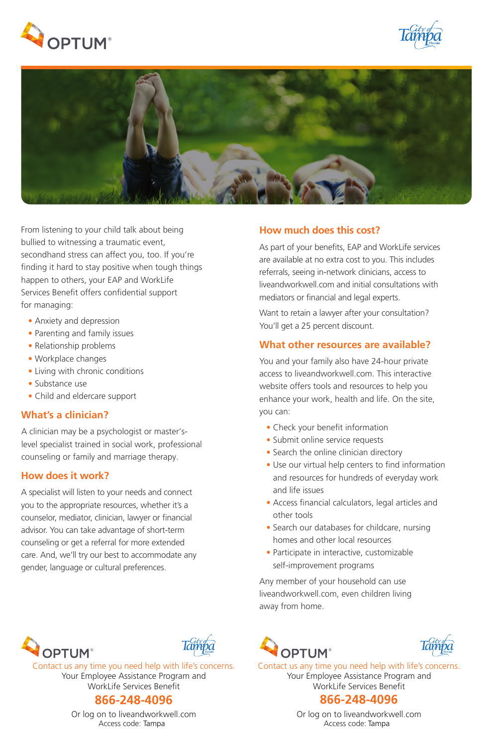From listening to your child talk about being bullied to witnessing a traumatic event, secondhand stress can affect you, too. If you're finding it hard to stay positive when tough things happen to others, your EAP and WorkLife Services Benefit offers confidential support for managing:

- Anxiety and depression
- Parenting and family issues
- Relationship problems
- Workplace changes
- Living with chronic conditions
- Substance use
- Child and eldercare support

## What's a clinician?

A clinician may be a psychologist or master's-level specialist trained in social work, professional counseling or family and marriage therapy.

## How does it work?

A specialist will listen to your needs and connect you to the appropriate resources, whether it's a counselor, mediator, clinician, lawyer or financial advisor. You can take advantage of short-term counseling or get a referral for more extended care. And, we'll try our best to accommodate any gender, language or cultural preferences.

## How much does this cost?

As part of your benefits, EAP and WorkLife services are available at no extra cost to you. This includes referrals, seeing in-network clinicians, access to liveandworkwell.com and initial consultations with mediators or financial and legal experts.

Want to retain a lawyer after your consultation? You'll get a 25 percent discount.

## What other resources are available?

You and your family also have 24-hour private access to liveandworkwell.com. This interactive website offers tools and resources to help you enhance your work, health and life. On the site, you can:

- Check your benefit information
- Submit online service requests
- Search the online clinician directory
- Use our virtual help centers to find information and resources for hundreds of everyday work and life issues
- Access financial calculators, legal articles and other tools
- Search our databases for childcare, nursing homes and other local resources
- Participate in interactive, customizable self-improvement programs

Any member of your household can use liveandworkwell.com, even children living away from home.

---

Contact us any time you need help with life's concerns.

Your Employee Assistance Program and WorkLife Services Benefit

**866-248-4096**

Or log on to liveandworkwell.com
Access code: Tampa

---

Contact us any time you need help with life's concerns.

Your Employee Assistance Program and WorkLife Services Benefit

**866-248-4096**

Or log on to liveandworkwell.com
Access code: Tampa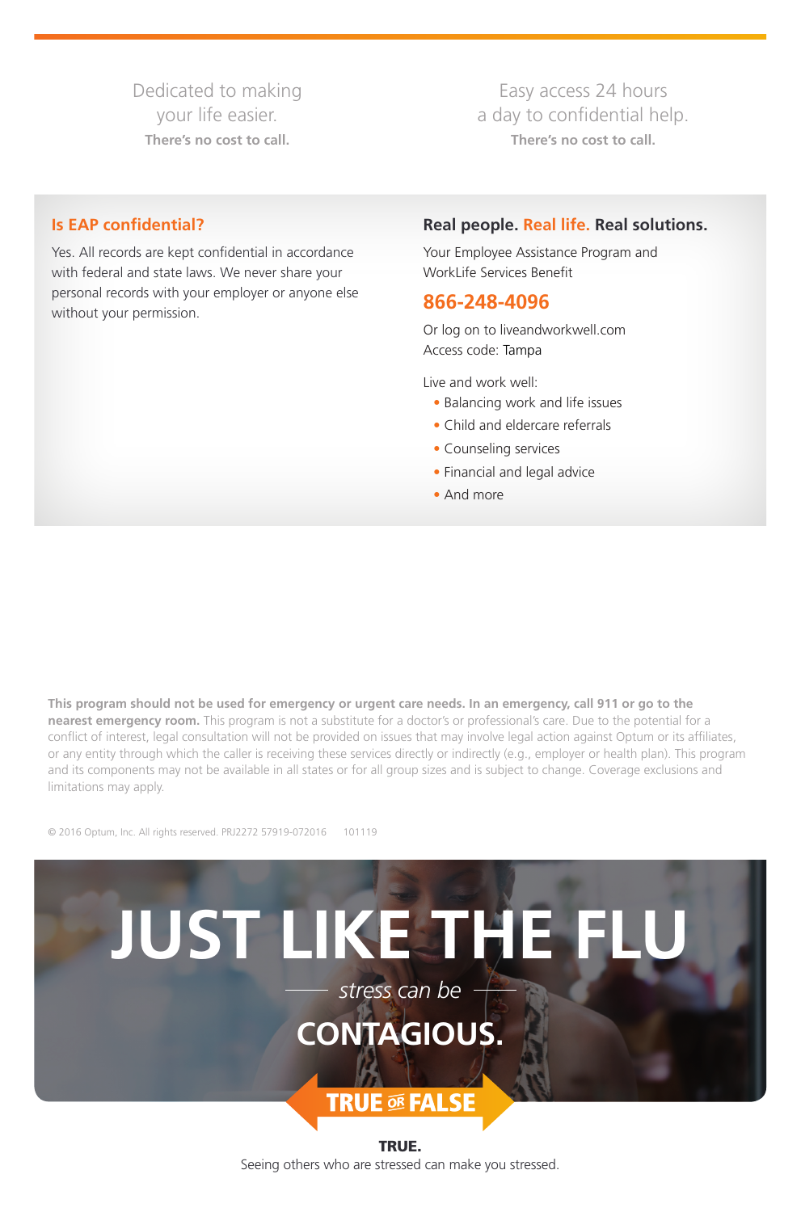Dedicated to making your life easier.
**There's no cost to call.**

Easy access 24 hours a day to confidential help.
**There's no cost to call.**

## Is EAP confidential?

Yes. All records are kept confidential in accordance with federal and state laws. We never share your personal records with your employer or anyone else without your permission.

## Real people. Real life. Real solutions.

Your Employee Assistance Program and WorkLife Services Benefit

**866-248-4096**

Or log on to liveandworkwell.com
Access code: Tampa

Live and work well:

- Balancing work and life issues
- Child and eldercare referrals
- Counseling services
- Financial and legal advice
- And more

**This program should not be used for emergency or urgent care needs. In an emergency, call 911 or go to the nearest emergency room.** This program is not a substitute for a doctor's or professional's care. Due to the potential for a conflict of interest, legal consultation will not be provided on issues that may involve legal action against Optum or its affiliates, or any entity through which the caller is receiving these services directly or indirectly (e.g., employer or health plan). This program and its components may not be available in all states or for all group sizes and is subject to change. Coverage exclusions and limitations may apply.

© 2016 Optum, Inc. All rights reserved. PRJ2272 57919-072016 101119

# JUST LIKE THE FLU

*stress can be*

**CONTAGIOUS.**

**TRUE OR FALSE**

**TRUE.**
Seeing others who are stressed can make you stressed.